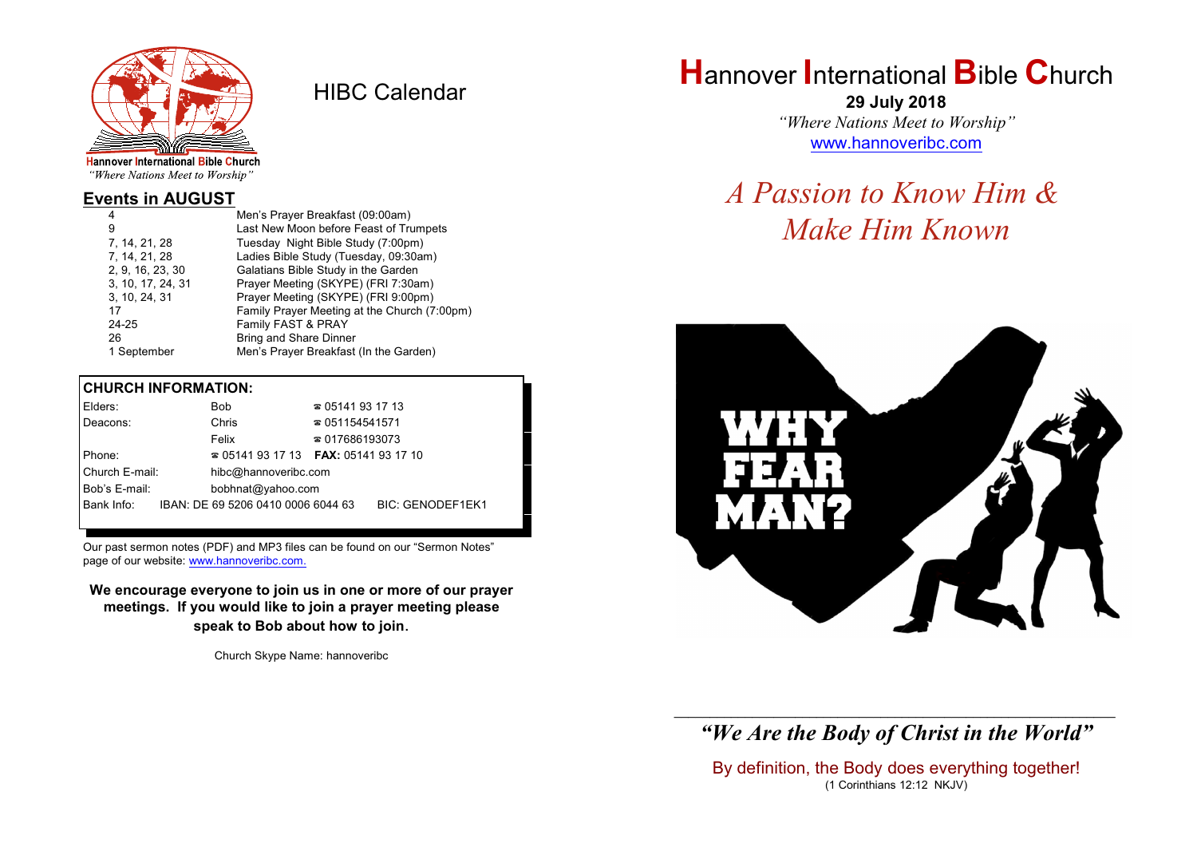Hannover International Bible Church
*"Where Nations Meet to Worship"*

# HIBC Calendar

## Events in AUGUST

| | |
|---|---|
| 4 | Men's Prayer Breakfast (09:00am) |
| 9 | Last New Moon before Feast of Trumpets |
| 7, 14, 21, 28 | Tuesday Night Bible Study (7:00pm) |
| 7, 14, 21, 28 | Ladies Bible Study (Tuesday, 09:30am) |
| 2, 9, 16, 23, 30 | Galatians Bible Study in the Garden |
| 3, 10, 17, 24, 31 | Prayer Meeting (SKYPE) (FRI 7:30am) |
| 3, 10, 24, 31 | Prayer Meeting (SKYPE) (FRI 9:00pm) |
| 17 | Family Prayer Meeting at the Church (7:00pm) |
| 24-25 | Family FAST & PRAY |
| 26 | Bring and Share Dinner |
| 1 September | Men's Prayer Breakfast (In the Garden) |

## CHURCH INFORMATION:

| | | |
|---|---|---|
| Elders: | Bob | ☎ 05141 93 17 13 |
| Deacons: | Chris | ☎ 051154541571 |
| | Felix | ☎ 017686193073 |
| Phone: | ☎ 05141 93 17 13 | **FAX:** 05141 93 17 10 |
| Church E-mail: | hibc@hannoveribc.com | |
| Bob's E-mail: | bobhnat@yahoo.com | |
| Bank Info: | IBAN: DE 69 5206 0410 0006 6044 63 | BIC: GENODEF1EK1 |

Our past sermon notes (PDF) and MP3 files can be found on our "Sermon Notes" page of our website: www.hannoveribc.com.

**We encourage everyone to join us in one or more of our prayer meetings. If you would like to join a prayer meeting please speak to Bob about how to join.**

Church Skype Name: hannoveribc

# Hannover International Bible Church

**29 July 2018**

*"Where Nations Meet to Worship"*

www.hannoveribc.com

## *A Passion to Know Him & Make Him Known*

WHY FEAR MAN?

***"We Are the Body of Christ in the World"***

By definition, the Body does everything together!
(1 Corinthians 12:12 NKJV)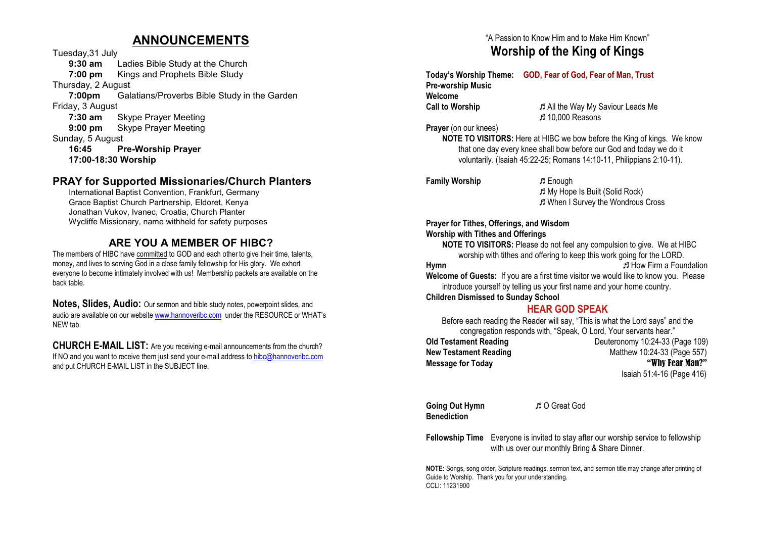## ANNOUNCEMENTS

Tuesday,31 July

- **9:30 am** Ladies Bible Study at the Church
- **7:00 pm** Kings and Prophets Bible Study

Thursday, 2 August

- **7:00pm** Galatians/Proverbs Bible Study in the Garden

Friday, 3 August

- **7:30 am** Skype Prayer Meeting
- **9:00 pm** Skype Prayer Meeting

Sunday, 5 August

- **16:45 Pre-Worship Prayer**
- **17:00-18:30 Worship**

## PRAY for Supported Missionaries/Church Planters

International Baptist Convention, Frankfurt, Germany
Grace Baptist Church Partnership, Eldoret, Kenya
Jonathan Vukov, Ivanec, Croatia, Church Planter
Wycliffe Missionary, name withheld for safety purposes

## ARE YOU A MEMBER OF HIBC?

The members of HIBC have committed to GOD and each other to give their time, talents, money, and lives to serving God in a close family fellowship for His glory. We exhort everyone to become intimately involved with us! Membership packets are available on the back table.

**Notes, Slides, Audio:** Our sermon and bible study notes, powerpoint slides, and audio are available on our website www.hannoveribc.com under the RESOURCE or WHAT's NEW tab.

**CHURCH E-MAIL LIST:** Are you receiving e-mail announcements from the church? If NO and you want to receive them just send your e-mail address to hibc@hannoveribc.com and put CHURCH E-MAIL LIST in the SUBJECT line.

"A Passion to Know Him and to Make Him Known"

# Worship of the King of Kings

**Today's Worship Theme:** **GOD, Fear of God, Fear of Man, Trust**

**Pre-worship Music**

**Welcome**

**Call to Worship** ♬ All the Way My Saviour Leads Me
♬ 10,000 Reasons

**Prayer** (on our knees)

**NOTE TO VISITORS:** Here at HIBC we bow before the King of kings. We know that one day every knee shall bow before our God and today we do it voluntarily. (Isaiah 45:22-25; Romans 14:10-11, Philippians 2:10-11).

**Family Worship** ♬ Enough
♬ My Hope Is Built (Solid Rock)
♬ When I Survey the Wondrous Cross

**Prayer for Tithes, Offerings, and Wisdom**

**Worship with Tithes and Offerings**

**NOTE TO VISITORS:** Please do not feel any compulsion to give. We at HIBC worship with tithes and offering to keep this work going for the LORD.

**Hymn** ♬ How Firm a Foundation

**Welcome of Guests:** If you are a first time visitor we would like to know you. Please introduce yourself by telling us your first name and your home country.

**Children Dismissed to Sunday School**

## HEAR GOD SPEAK

Before each reading the Reader will say, "This is what the Lord says" and the congregation responds with, "Speak, O Lord, Your servants hear."

**Old Testament Reading** Deuteronomy 10:24-33 (Page 109)

**New Testament Reading** Matthew 10:24-33 (Page 557)

**Message for Today** **"Why Fear Man?"**
Isaiah 51:4-16 (Page 416)

**Going Out Hymn** ♬ O Great God

**Benediction**

**Fellowship Time** Everyone is invited to stay after our worship service to fellowship with us over our monthly Bring & Share Dinner.

**NOTE:** Songs, song order, Scripture readings, sermon text, and sermon title may change after printing of Guide to Worship. Thank you for your understanding.
CCLI: 11231900